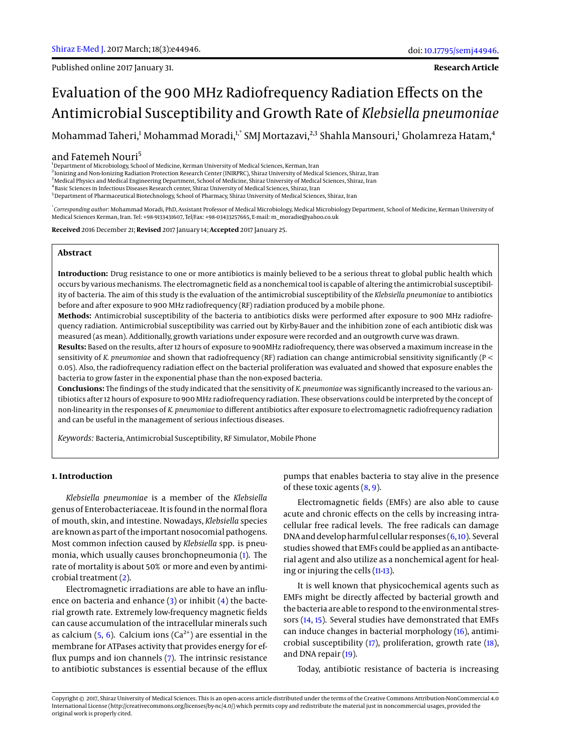Published online 2017 January 31.

**Research Article**

# Evaluation of the 900 MHz Radiofrequency Radiation Effects on the Antimicrobial Susceptibility and Growth Rate of *Klebsiella pneumoniae*

Mohammad Taheri,[1] Mohammad Moradi,[1,*] SMJ Mortazavi,[2,3] Shahla Mansouri,[1] Gholamreza Hatam,[4] and Fatemeh Nouri[5]

[1] Department of Microbiology, School of Medicine, Kerman University of Medical Sciences, Kerman, Iran
[2] Ionizing and Non-Ionizing Radiation Protection Research Center (INIRPRC), Shiraz University of Medical Sciences, Shiraz, Iran
[3] Medical Physics and Medical Engineering Department, School of Medicine, Shiraz University of Medical Sciences, Shiraz, Iran
[4] Basic Sciences in Infectious Diseases Research center, Shiraz University of Medical Sciences, Shiraz, Iran
[5] Department of Pharmaceutical Biotechnology, School of Pharmacy, Shiraz University of Medical Sciences, Shiraz, Iran

[*] *Corresponding author*: Mohammad Moradi, PhD, Assistant Professor of Medical Microbiology, Medical Microbiology Department, School of Medicine, Kerman University of Medical Sciences Kerman, Iran. Tel: +98-9133431607, Tel/Fax: +98-03433257665, E-mail: m_moradie@yahoo.co.uk

**Received** 2016 December 21; **Revised** 2017 January 14; **Accepted** 2017 January 25.

## Abstract

**Introduction:** Drug resistance to one or more antibiotics is mainly believed to be a serious threat to global public health which occurs by various mechanisms. The electromagnetic field as a nonchemical tool is capable of altering the antimicrobial susceptibility of bacteria. The aim of this study is the evaluation of the antimicrobial susceptibility of the *Klebsiella pneumoniae* to antibiotics before and after exposure to 900 MHz radiofrequency (RF) radiation produced by a mobile phone.

**Methods:** Antimicrobial susceptibility of the bacteria to antibiotics disks were performed after exposure to 900 MHz radiofrequency radiation. Antimicrobial susceptibility was carried out by Kirby-Bauer and the inhibition zone of each antibiotic disk was measured (as mean). Additionally, growth variations under exposure were recorded and an outgrowth curve was drawn.

**Results:** Based on the results, after 12 hours of exposure to 900MHz radiofrequency, there was observed a maximum increase in the sensitivity of *K. pneumoniae* and shown that radiofrequency (RF) radiation can change antimicrobial sensitivity significantly ($P < 0.05$). Also, the radiofrequency radiation effect on the bacterial proliferation was evaluated and showed that exposure enables the bacteria to grow faster in the exponential phase than the non-exposed bacteria.

**Conclusions:** The findings of the study indicated that the sensitivity of *K. pneumoniae* was significantly increased to the various antibiotics after 12 hours of exposure to 900 MHz radiofrequency radiation. These observations could be interpreted by the concept of non-linearity in the responses of *K. pneumoniae* to different antibiotics after exposure to electromagnetic radiofrequency radiation and can be useful in the management of serious infectious diseases.

*Keywords:* Bacteria, Antimicrobial Susceptibility, RF Simulator, Mobile Phone

## 1. Introduction

*Klebsiella pneumoniae* is a member of the *Klebsiella* genus of Enterobacteriaceae. It is found in the normal flora of mouth, skin, and intestine. Nowadays, *Klebsiella* species are known as part of the important nosocomial pathogens. Most common infection caused by *Klebsiella* spp. is pneumonia, which usually causes bronchopneumonia (1). The rate of mortality is about 50% or more and even by antimicrobial treatment (2).

Electromagnetic irradiations are able to have an influence on bacteria and enhance (3) or inhibit (4) the bacterial growth rate. Extremely low-frequency magnetic fields can cause accumulation of the intracellular minerals such as calcium (5, 6). Calcium ions ($Ca^{2+}$) are essential in the membrane for ATPases activity that provides energy for efflux pumps and ion channels (7). The intrinsic resistance to antibiotic substances is essential because of the efflux pumps that enables bacteria to stay alive in the presence of these toxic agents (8, 9).

Electromagnetic fields (EMFs) are also able to cause acute and chronic effects on the cells by increasing intracellular free radical levels. The free radicals can damage DNA and develop harmful cellular responses (6, 10). Several studies showed that EMFs could be applied as an antibacterial agent and also utilize as a nonchemical agent for healing or injuring the cells (11-13).

It is well known that physicochemical agents such as EMFs might be directly affected by bacterial growth and the bacteria are able to respond to the environmental stressors (14, 15). Several studies have demonstrated that EMFs can induce changes in bacterial morphology (16), antimicrobial susceptibility (17), proliferation, growth rate (18), and DNA repair (19).

Today, antibiotic resistance of bacteria is increasing

Copyright © 2017, Shiraz University of Medical Sciences. This is an open-access article distributed under the terms of the Creative Commons Attribution-NonCommercial 4.0 International License (http://creativecommons.org/licenses/by-nc/4.0/) which permits copy and redistribute the material just in noncommercial usages, provided the original work is properly cited.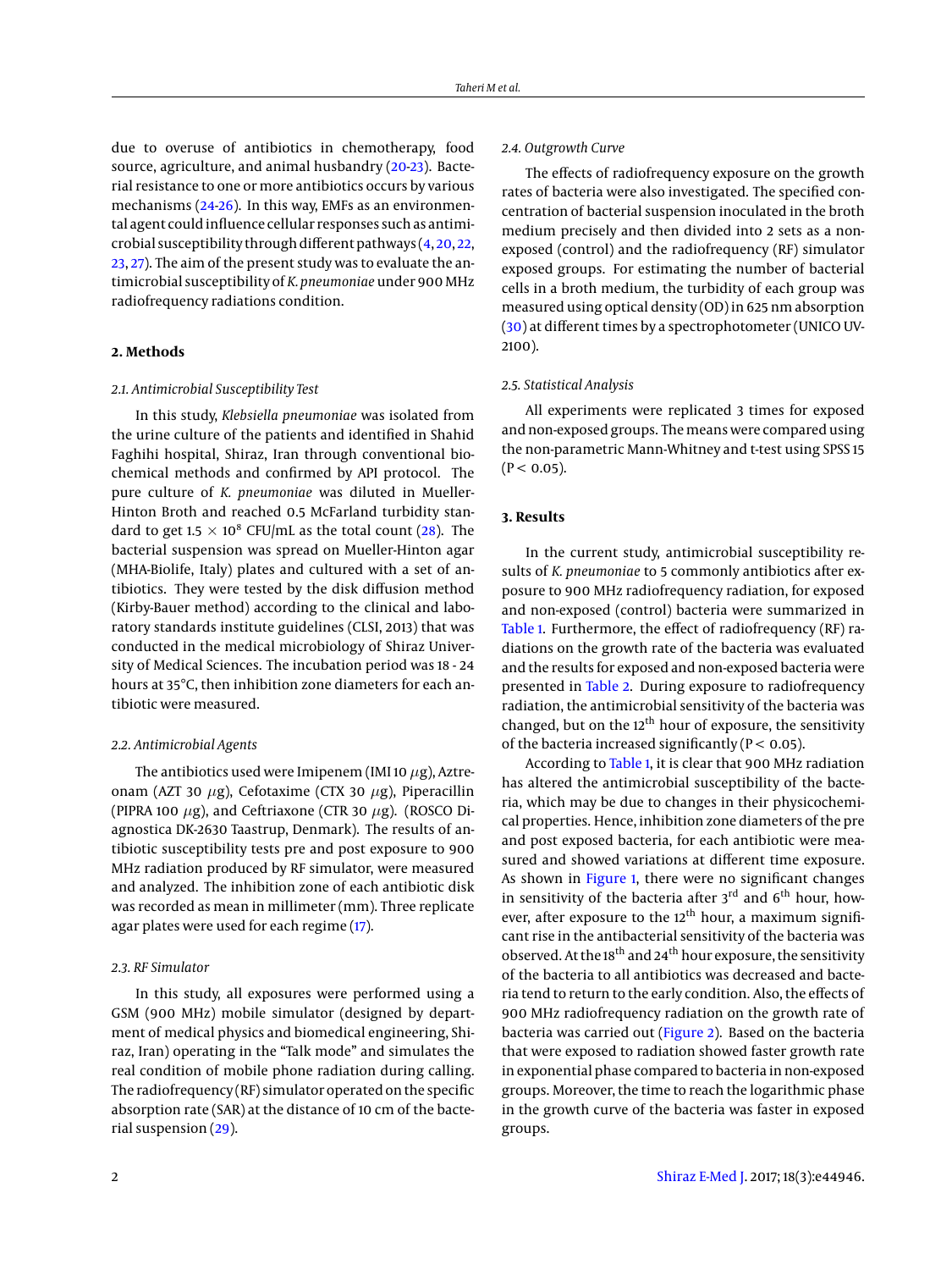due to overuse of antibiotics in chemotherapy, food source, agriculture, and animal husbandry (20-23). Bacterial resistance to one or more antibiotics occurs by various mechanisms (24-26). In this way, EMFs as an environmental agent could influence cellular responses such as antimicrobial susceptibility through different pathways (4, 20, 22, 23, 27). The aim of the present study was to evaluate the antimicrobial susceptibility of *K. pneumoniae* under 900 MHz radiofrequency radiations condition.

## 2. Methods

### 2.1. Antimicrobial Susceptibility Test

In this study, *Klebsiella pneumoniae* was isolated from the urine culture of the patients and identified in Shahid Faghihi hospital, Shiraz, Iran through conventional biochemical methods and confirmed by API protocol. The pure culture of *K. pneumoniae* was diluted in Mueller-Hinton Broth and reached 0.5 McFarland turbidity standard to get $1.5 \times 10^8$ CFU/mL as the total count (28). The bacterial suspension was spread on Mueller-Hinton agar (MHA-Biolife, Italy) plates and cultured with a set of antibiotics. They were tested by the disk diffusion method (Kirby-Bauer method) according to the clinical and laboratory standards institute guidelines (CLSI, 2013) that was conducted in the medical microbiology of Shiraz University of Medical Sciences. The incubation period was 18 - 24 hours at 35°C, then inhibition zone diameters for each antibiotic were measured.

### 2.2. Antimicrobial Agents

The antibiotics used were Imipenem (IMI 10 $\mu$g), Aztreonam (AZT 30 $\mu$g), Cefotaxime (CTX 30 $\mu$g), Piperacillin (PIPRA 100 $\mu$g), and Ceftriaxone (CTR 30 $\mu$g). (ROSCO Diagnostica DK-2630 Taastrup, Denmark). The results of antibiotic susceptibility tests pre and post exposure to 900 MHz radiation produced by RF simulator, were measured and analyzed. The inhibition zone of each antibiotic disk was recorded as mean in millimeter (mm). Three replicate agar plates were used for each regime (17).

### 2.3. RF Simulator

In this study, all exposures were performed using a GSM (900 MHz) mobile simulator (designed by department of medical physics and biomedical engineering, Shiraz, Iran) operating in the "Talk mode" and simulates the real condition of mobile phone radiation during calling. The radiofrequency (RF) simulator operated on the specific absorption rate (SAR) at the distance of 10 cm of the bacterial suspension (29).

### 2.4. Outgrowth Curve

The effects of radiofrequency exposure on the growth rates of bacteria were also investigated. The specified concentration of bacterial suspension inoculated in the broth medium precisely and then divided into 2 sets as a non-exposed (control) and the radiofrequency (RF) simulator exposed groups. For estimating the number of bacterial cells in a broth medium, the turbidity of each group was measured using optical density (OD) in 625 nm absorption (30) at different times by a spectrophotometer (UNICO UV-2100).

### 2.5. Statistical Analysis

All experiments were replicated 3 times for exposed and non-exposed groups. The means were compared using the non-parametric Mann-Whitney and t-test using SPSS 15 ($P < 0.05$).

## 3. Results

In the current study, antimicrobial susceptibility results of *K. pneumoniae* to 5 commonly antibiotics after exposure to 900 MHz radiofrequency radiation, for exposed and non-exposed (control) bacteria were summarized in Table 1. Furthermore, the effect of radiofrequency (RF) radiations on the growth rate of the bacteria was evaluated and the results for exposed and non-exposed bacteria were presented in Table 2. During exposure to radiofrequency radiation, the antimicrobial sensitivity of the bacteria was changed, but on the 12th hour of exposure, the sensitivity of the bacteria increased significantly ($P < 0.05$).

According to Table 1, it is clear that 900 MHz radiation has altered the antimicrobial susceptibility of the bacteria, which may be due to changes in their physicochemical properties. Hence, inhibition zone diameters of the pre and post exposed bacteria, for each antibiotic were measured and showed variations at different time exposure. As shown in Figure 1, there were no significant changes in sensitivity of the bacteria after 3rd and 6th hour, however, after exposure to the 12th hour, a maximum significant rise in the antibacterial sensitivity of the bacteria was observed. At the 18th and 24th hour exposure, the sensitivity of the bacteria to all antibiotics was decreased and bacteria tend to return to the early condition. Also, the effects of 900 MHz radiofrequency radiation on the growth rate of bacteria was carried out (Figure 2). Based on the bacteria that were exposed to radiation showed faster growth rate in exponential phase compared to bacteria in non-exposed groups. Moreover, the time to reach the logarithmic phase in the growth curve of the bacteria was faster in exposed groups.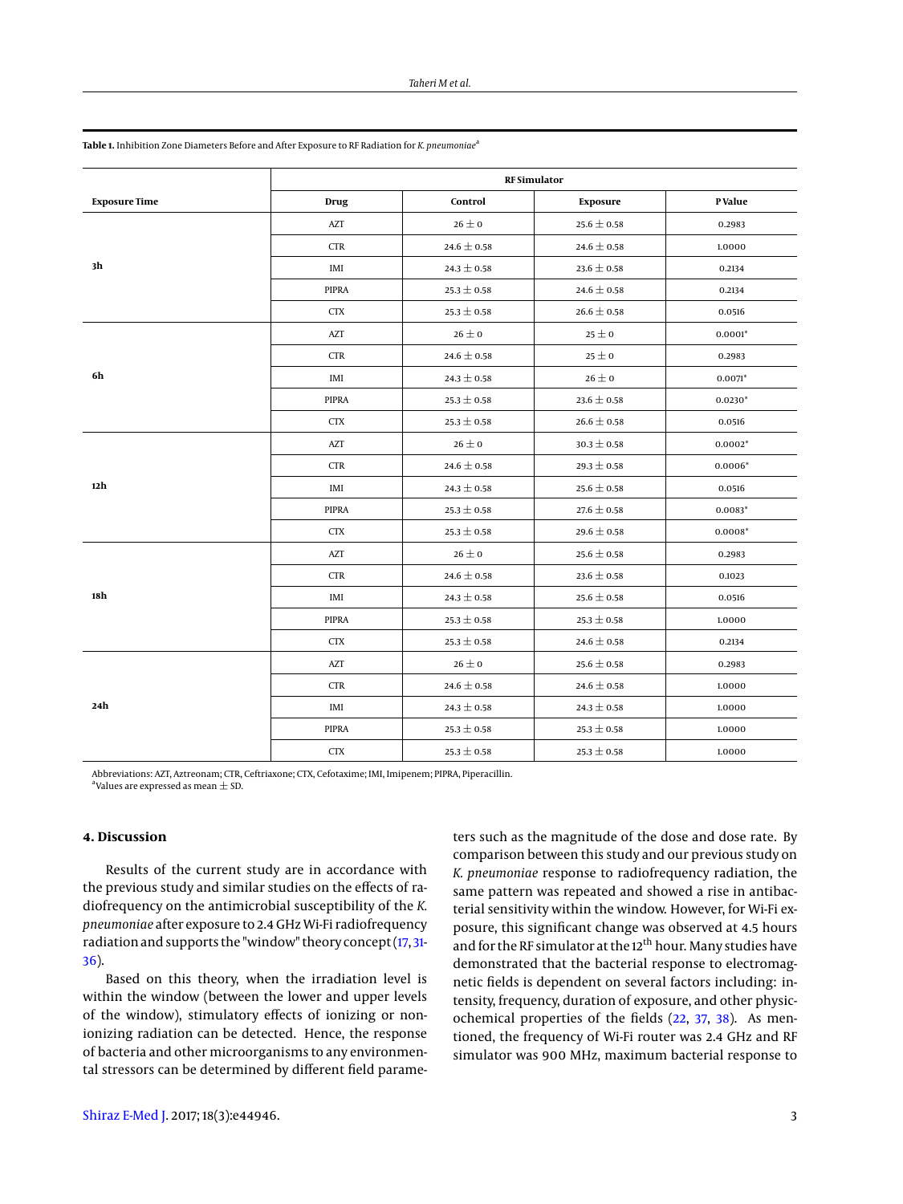**Table 1.** Inhibition Zone Diameters Before and After Exposure to RF Radiation for *K. pneumoniae*[a]

| Exposure Time | RF Simulator | | | |
|---|---|---|---|---|
| | **Drug** | **Control** | **Exposure** | **P Value** |
| **3h** | AZT | $26 \pm 0$ | $25.6 \pm 0.58$ | 0.2983 |
| | CTR | $24.6 \pm 0.58$ | $24.6 \pm 0.58$ | 1.0000 |
| | IMI | $24.3 \pm 0.58$ | $23.6 \pm 0.58$ | 0.2134 |
| | PIPRA | $25.3 \pm 0.58$ | $24.6 \pm 0.58$ | 0.2134 |
| | CTX | $25.3 \pm 0.58$ | $26.6 \pm 0.58$ | 0.0516 |
| **6h** | AZT | $26 \pm 0$ | $25 \pm 0$ | 0.0001* |
| | CTR | $24.6 \pm 0.58$ | $25 \pm 0$ | 0.2983 |
| | IMI | $24.3 \pm 0.58$ | $26 \pm 0$ | 0.0071* |
| | PIPRA | $25.3 \pm 0.58$ | $23.6 \pm 0.58$ | 0.0230* |
| | CTX | $25.3 \pm 0.58$ | $26.6 \pm 0.58$ | 0.0516 |
| **12h** | AZT | $26 \pm 0$ | $30.3 \pm 0.58$ | 0.0002* |
| | CTR | $24.6 \pm 0.58$ | $29.3 \pm 0.58$ | 0.0006* |
| | IMI | $24.3 \pm 0.58$ | $25.6 \pm 0.58$ | 0.0516 |
| | PIPRA | $25.3 \pm 0.58$ | $27.6 \pm 0.58$ | 0.0083* |
| | CTX | $25.3 \pm 0.58$ | $29.6 \pm 0.58$ | 0.0008* |
| **18h** | AZT | $26 \pm 0$ | $25.6 \pm 0.58$ | 0.2983 |
| | CTR | $24.6 \pm 0.58$ | $23.6 \pm 0.58$ | 0.1023 |
| | IMI | $24.3 \pm 0.58$ | $25.6 \pm 0.58$ | 0.0516 |
| | PIPRA | $25.3 \pm 0.58$ | $25.3 \pm 0.58$ | 1.0000 |
| | CTX | $25.3 \pm 0.58$ | $24.6 \pm 0.58$ | 0.2134 |
| **24h** | AZT | $26 \pm 0$ | $25.6 \pm 0.58$ | 0.2983 |
| | CTR | $24.6 \pm 0.58$ | $24.6 \pm 0.58$ | 1.0000 |
| | IMI | $24.3 \pm 0.58$ | $24.3 \pm 0.58$ | 1.0000 |
| | PIPRA | $25.3 \pm 0.58$ | $25.3 \pm 0.58$ | 1.0000 |
| | CTX | $25.3 \pm 0.58$ | $25.3 \pm 0.58$ | 1.0000 |

Abbreviations: AZT, Aztreonam; CTR, Ceftriaxone; CTX, Cefotaxime; IMI, Imipenem; PIPRA, Piperacillin.
[a]Values are expressed as mean ± SD.

## 4. Discussion

Results of the current study are in accordance with the previous study and similar studies on the effects of radiofrequency on the antimicrobial susceptibility of the *K. pneumoniae* after exposure to 2.4 GHz Wi-Fi radiofrequency radiation and supports the "window" theory concept (17, 31-36).

Based on this theory, when the irradiation level is within the window (between the lower and upper levels of the window), stimulatory effects of ionizing or non-ionizing radiation can be detected. Hence, the response of bacteria and other microorganisms to any environmental stressors can be determined by different field parameters such as the magnitude of the dose and dose rate. By comparison between this study and our previous study on *K. pneumoniae* response to radiofrequency radiation, the same pattern was repeated and showed a rise in antibacterial sensitivity within the window. However, for Wi-Fi exposure, this significant change was observed at 4.5 hours and for the RF simulator at the 12[th] hour. Many studies have demonstrated that the bacterial response to electromagnetic fields is dependent on several factors including: intensity, frequency, duration of exposure, and other physicochemical properties of the fields (22, 37, 38). As mentioned, the frequency of Wi-Fi router was 2.4 GHz and RF simulator was 900 MHz, maximum bacterial response to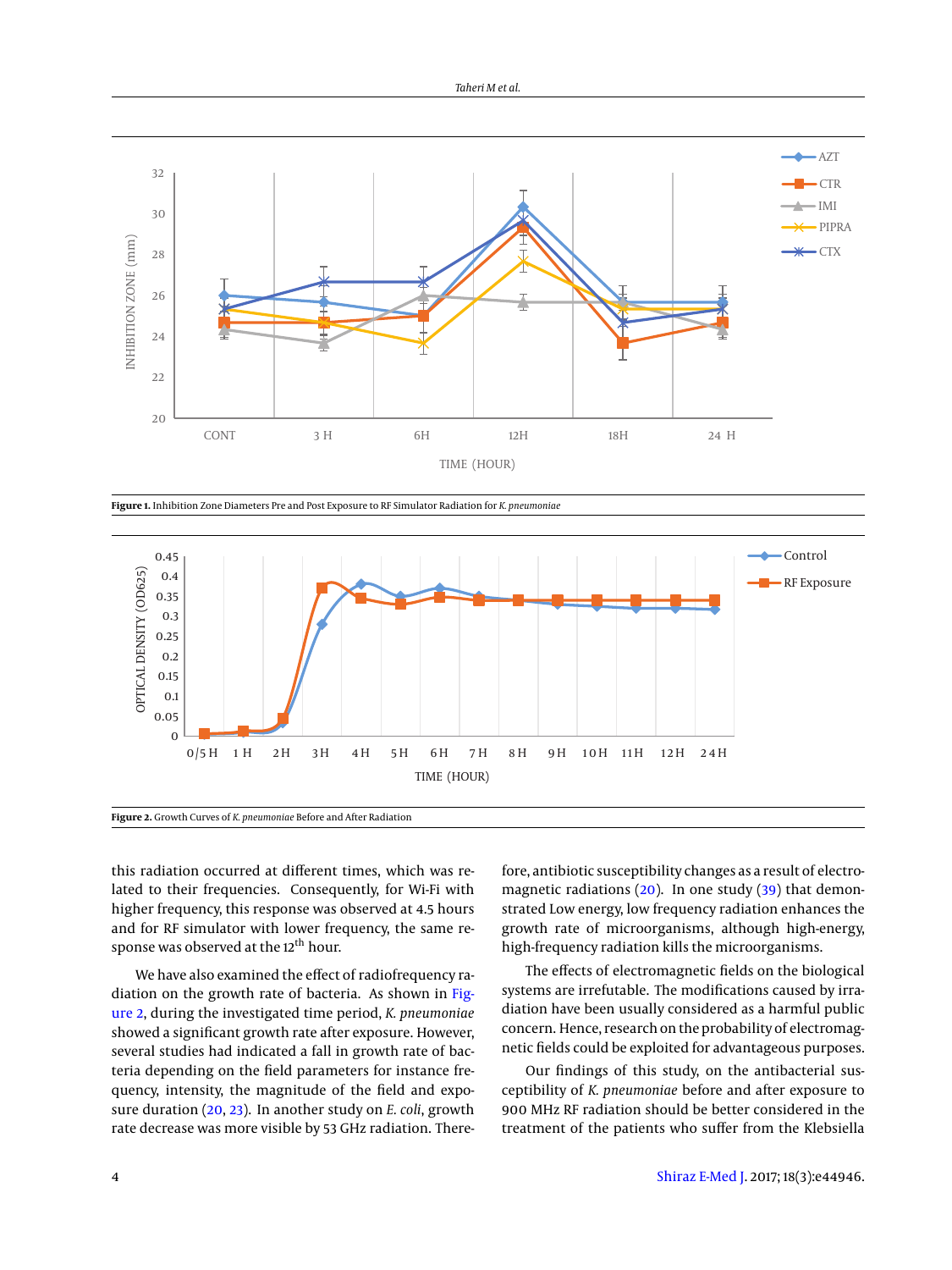**Figure 1.** Inhibition Zone Diameters Pre and Post Exposure to RF Simulator Radiation for *K. pneumoniae*

**Figure 2.** Growth Curves of *K. pneumoniae* Before and After Radiation

this radiation occurred at different times, which was related to their frequencies. Consequently, for Wi-Fi with higher frequency, this response was observed at 4.5 hours and for RF simulator with lower frequency, the same response was observed at the 12th hour.

We have also examined the effect of radiofrequency radiation on the growth rate of bacteria. As shown in Figure 2, during the investigated time period, *K. pneumoniae* showed a significant growth rate after exposure. However, several studies had indicated a fall in growth rate of bacteria depending on the field parameters for instance frequency, intensity, the magnitude of the field and exposure duration (20, 23). In another study on *E. coli*, growth rate decrease was more visible by 53 GHz radiation. Therefore, antibiotic susceptibility changes as a result of electromagnetic radiations (20). In one study (39) that demonstrated Low energy, low frequency radiation enhances the growth rate of microorganisms, although high-energy, high-frequency radiation kills the microorganisms.

The effects of electromagnetic fields on the biological systems are irrefutable. The modifications caused by irradiation have been usually considered as a harmful public concern. Hence, research on the probability of electromagnetic fields could be exploited for advantageous purposes.

Our findings of this study, on the antibacterial susceptibility of *K. pneumoniae* before and after exposure to 900 MHz RF radiation should be better considered in the treatment of the patients who suffer from the Klebsiella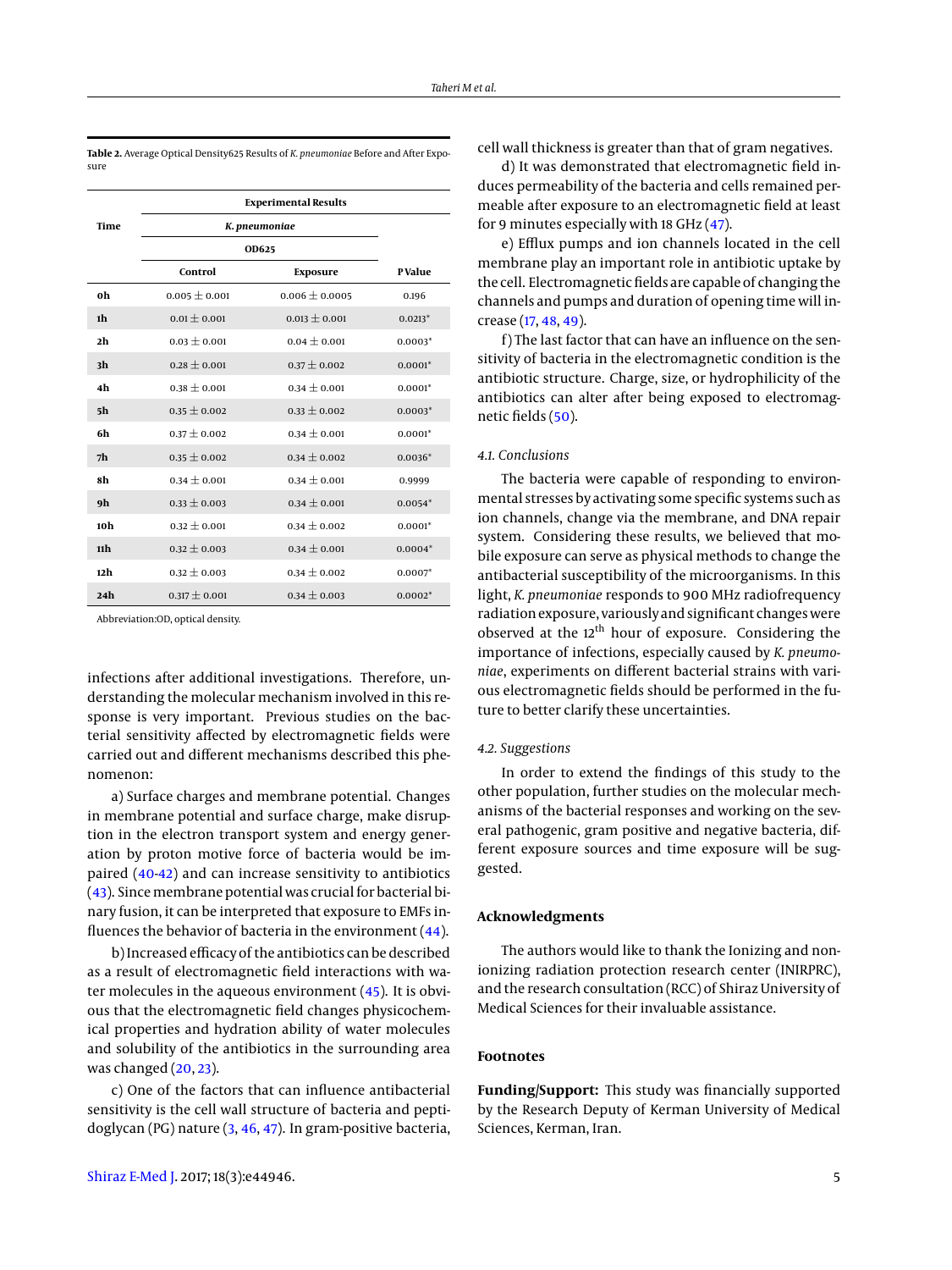**Table 2.** Average Optical Density625 Results of *K. pneumoniae* Before and After Exposure

| Time | Experimental Results | | |
|---|---|---|---|
| | *K. pneumoniae* | | |
| | OD625 | | |
| | Control | Exposure | P Value |
| 0h | $0.005 \pm 0.001$ | $0.006 \pm 0.0005$ | 0.196 |
| 1h | $0.01 \pm 0.001$ | $0.013 \pm 0.001$ | 0.0213* |
| 2h | $0.03 \pm 0.001$ | $0.04 \pm 0.001$ | 0.0003* |
| 3h | $0.28 \pm 0.001$ | $0.37 \pm 0.002$ | 0.0001* |
| 4h | $0.38 \pm 0.001$ | $0.34 \pm 0.001$ | 0.0001* |
| 5h | $0.35 \pm 0.002$ | $0.33 \pm 0.002$ | 0.0003* |
| 6h | $0.37 \pm 0.002$ | $0.34 \pm 0.001$ | 0.0001* |
| 7h | $0.35 \pm 0.002$ | $0.34 \pm 0.002$ | 0.0036* |
| 8h | $0.34 \pm 0.001$ | $0.34 \pm 0.001$ | 0.9999 |
| 9h | $0.33 \pm 0.003$ | $0.34 \pm 0.001$ | 0.0054* |
| 10h | $0.32 \pm 0.001$ | $0.34 \pm 0.002$ | 0.0001* |
| 11h | $0.32 \pm 0.003$ | $0.34 \pm 0.001$ | 0.0004* |
| 12h | $0.32 \pm 0.003$ | $0.34 \pm 0.002$ | 0.0007* |
| 24h | $0.317 \pm 0.001$ | $0.34 \pm 0.003$ | 0.0002* |

Abbreviation:OD, optical density.

infections after additional investigations. Therefore, understanding the molecular mechanism involved in this response is very important. Previous studies on the bacterial sensitivity affected by electromagnetic fields were carried out and different mechanisms described this phenomenon:

a) Surface charges and membrane potential. Changes in membrane potential and surface charge, make disruption in the electron transport system and energy generation by proton motive force of bacteria would be impaired (40-42) and can increase sensitivity to antibiotics (43). Since membrane potential was crucial for bacterial binary fusion, it can be interpreted that exposure to EMFs influences the behavior of bacteria in the environment (44).

b) Increased efficacy of the antibiotics can be described as a result of electromagnetic field interactions with water molecules in the aqueous environment (45). It is obvious that the electromagnetic field changes physicochemical properties and hydration ability of water molecules and solubility of the antibiotics in the surrounding area was changed (20, 23).

c) One of the factors that can influence antibacterial sensitivity is the cell wall structure of bacteria and peptidoglycan (PG) nature (3, 46, 47). In gram-positive bacteria, cell wall thickness is greater than that of gram negatives.

d) It was demonstrated that electromagnetic field induces permeability of the bacteria and cells remained permeable after exposure to an electromagnetic field at least for 9 minutes especially with 18 GHz (47).

e) Efflux pumps and ion channels located in the cell membrane play an important role in antibiotic uptake by the cell. Electromagnetic fields are capable of changing the channels and pumps and duration of opening time will increase (17, 48, 49).

f) The last factor that can have an influence on the sensitivity of bacteria in the electromagnetic condition is the antibiotic structure. Charge, size, or hydrophilicity of the antibiotics can alter after being exposed to electromagnetic fields (50).

### 4.1. Conclusions

The bacteria were capable of responding to environmental stresses by activating some specific systems such as ion channels, change via the membrane, and DNA repair system. Considering these results, we believed that mobile exposure can serve as physical methods to change the antibacterial susceptibility of the microorganisms. In this light, *K. pneumoniae* responds to 900 MHz radiofrequency radiation exposure, variously and significant changes were observed at the $12^{th}$ hour of exposure. Considering the importance of infections, especially caused by *K. pneumoniae*, experiments on different bacterial strains with various electromagnetic fields should be performed in the future to better clarify these uncertainties.

### 4.2. Suggestions

In order to extend the findings of this study to the other population, further studies on the molecular mechanisms of the bacterial responses and working on the several pathogenic, gram positive and negative bacteria, different exposure sources and time exposure will be suggested.

## Acknowledgments

The authors would like to thank the Ionizing and non-ionizing radiation protection research center (INIRPRC), and the research consultation (RCC) of Shiraz University of Medical Sciences for their invaluable assistance.

## Footnotes

**Funding/Support:** This study was financially supported by the Research Deputy of Kerman University of Medical Sciences, Kerman, Iran.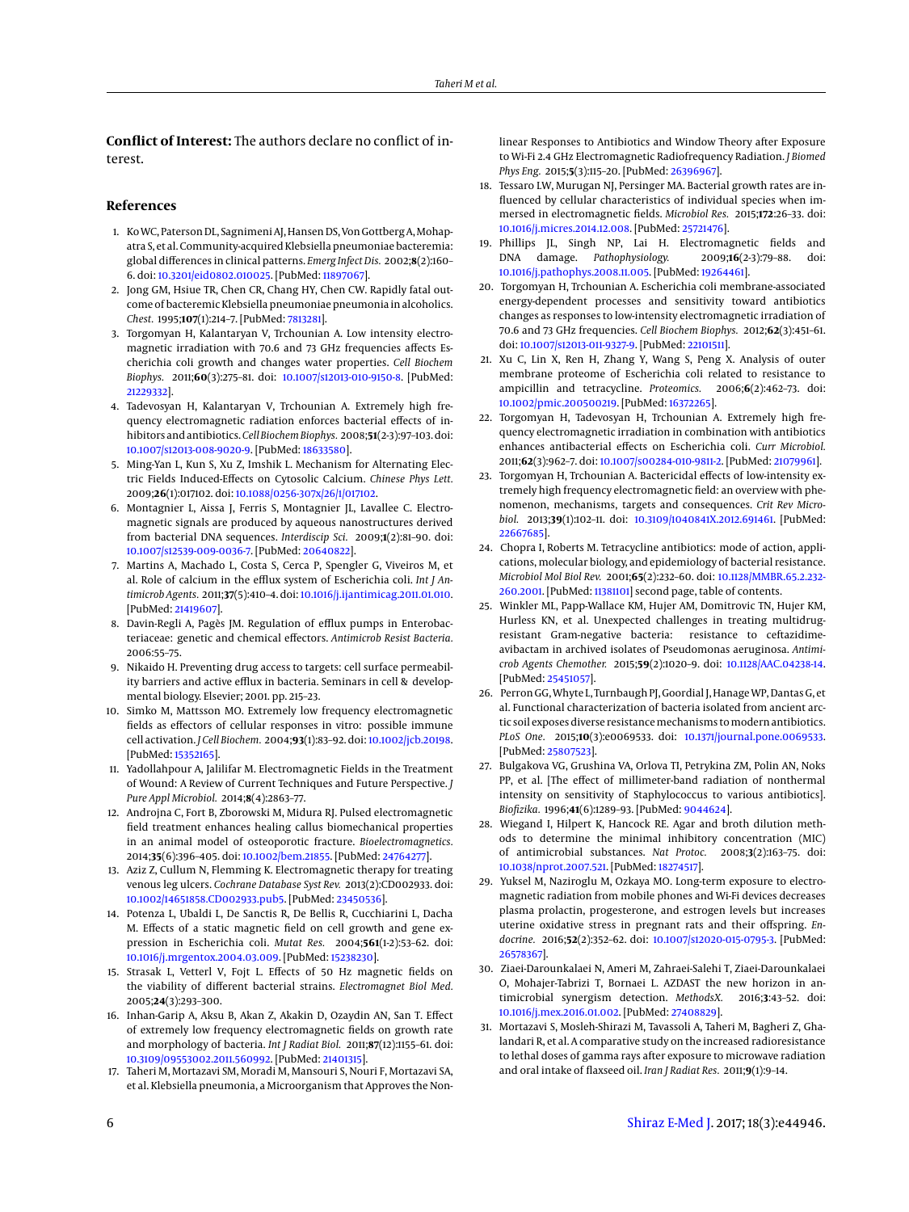**Conflict of Interest:** The authors declare no conflict of interest.

## References

1. Ko WC, Paterson DL, Sagnimeni AJ, Hansen DS, Von Gottberg A, Mohapatra S, et al. Community-acquired Klebsiella pneumoniae bacteremia: global differences in clinical patterns. *Emerg Infect Dis.* 2002;**8**(2):160–6. doi: 10.3201/eid0802.010025. [PubMed: 11897067].
2. Jong GM, Hsiue TR, Chen CR, Chang HY, Chen CW. Rapidly fatal outcome of bacteremic Klebsiella pneumoniae pneumonia in alcoholics. *Chest.* 1995;**107**(1):214–7. [PubMed: 7813281].
3. Torgomyan H, Kalantaryan V, Trchounian A. Low intensity electromagnetic irradiation with 70.6 and 73 GHz frequencies affects Escherichia coli growth and changes water properties. *Cell Biochem Biophys.* 2011;**60**(3):275–81. doi: 10.1007/s12013-010-9150-8. [PubMed: 21229332].
4. Tadevosyan H, Kalantaryan V, Trchounian A. Extremely high frequency electromagnetic radiation enforces bacterial effects of inhibitors and antibiotics. *Cell Biochem Biophys.* 2008;**51**(2-3):97–103. doi: 10.1007/s12013-008-9020-9. [PubMed: 18633580].
5. Ming-Yan L, Kun S, Xu Z, Imshik L. Mechanism for Alternating Electric Fields Induced-Effects on Cytosolic Calcium. *Chinese Phys Lett.* 2009;**26**(1):017102. doi: 10.1088/0256-307x/26/1/017102.
6. Montagnier L, Aissa J, Ferris S, Montagnier JL, Lavallee C. Electromagnetic signals are produced by aqueous nanostructures derived from bacterial DNA sequences. *Interdiscip Sci.* 2009;**1**(2):81–90. doi: 10.1007/s12539-009-0036-7. [PubMed: 20640822].
7. Martins A, Machado L, Costa S, Cerca P, Spengler G, Viveiros M, et al. Role of calcium in the efflux system of Escherichia coli. *Int J Antimicrob Agents.* 2011;**37**(5):410–4. doi: 10.1016/j.ijantimicag.2011.01.010. [PubMed: 21419607].
8. Davin-Regli A, Pagès JM. Regulation of efflux pumps in Enterobacteriaceae: genetic and chemical effectors. *Antimicrob Resist Bacteria.* 2006:55–75.
9. Nikaido H. Preventing drug access to targets: cell surface permeability barriers and active efflux in bacteria. Seminars in cell & developmental biology. Elsevier; 2001. pp. 215–23.
10. Simko M, Mattsson MO. Extremely low frequency electromagnetic fields as effectors of cellular responses in vitro: possible immune cell activation. *J Cell Biochem.* 2004;**93**(1):83–92. doi: 10.1002/jcb.20198. [PubMed: 15352165].
11. Yadollahpour A, Jalilifar M. Electromagnetic Fields in the Treatment of Wound: A Review of Current Techniques and Future Perspective. *J Pure Appl Microbiol.* 2014;**8**(4):2863–77.
12. Androjna C, Fort B, Zborowski M, Midura RJ. Pulsed electromagnetic field treatment enhances healing callus biomechanical properties in an animal model of osteoporotic fracture. *Bioelectromagnetics.* 2014;**35**(6):396–405. doi: 10.1002/bem.21855. [PubMed: 24764277].
13. Aziz Z, Cullum N, Flemming K. Electromagnetic therapy for treating venous leg ulcers. *Cochrane Database Syst Rev.* 2013(2):CD002933. doi: 10.1002/14651858.CD002933.pub5. [PubMed: 23450536].
14. Potenza L, Ubaldi L, De Sanctis R, De Bellis R, Cucchiarini L, Dacha M. Effects of a static magnetic field on cell growth and gene expression in Escherichia coli. *Mutat Res.* 2004;**561**(1-2):53–62. doi: 10.1016/j.mrgentox.2004.03.009. [PubMed: 15238230].
15. Strasak L, Vetterl V, Fojt L. Effects of 50 Hz magnetic fields on the viability of different bacterial strains. *Electromagnet Biol Med.* 2005;**24**(3):293–300.
16. Inhan-Garip A, Aksu B, Akan Z, Akakin D, Ozaydin AN, San T. Effect of extremely low frequency electromagnetic fields on growth rate and morphology of bacteria. *Int J Radiat Biol.* 2011;**87**(12):1155–61. doi: 10.3109/09553002.2011.560992. [PubMed: 21401315].
17. Taheri M, Mortazavi SM, Moradi M, Mansouri S, Nouri F, Mortazavi SA, et al. Klebsiella pneumonia, a Microorganism that Approves the Non-linear Responses to Antibiotics and Window Theory after Exposure to Wi-Fi 2.4 GHz Electromagnetic Radiofrequency Radiation. *J Biomed Phys Eng.* 2015;**5**(3):115–20. [PubMed: 26396967].
18. Tessaro LW, Murugan NJ, Persinger MA. Bacterial growth rates are influenced by cellular characteristics of individual species when immersed in electromagnetic fields. *Microbiol Res.* 2015;**172**:26–33. doi: 10.1016/j.micres.2014.12.008. [PubMed: 25721476].
19. Phillips JL, Singh NP, Lai H. Electromagnetic fields and DNA damage. *Pathophysiology.* 2009;**16**(2-3):79–88. doi: 10.1016/j.pathophys.2008.11.005. [PubMed: 19264461].
20. Torgomyan H, Trchounian A. Escherichia coli membrane-associated energy-dependent processes and sensitivity toward antibiotics changes as responses to low-intensity electromagnetic irradiation of 70.6 and 73 GHz frequencies. *Cell Biochem Biophys.* 2012;**62**(3):451–61. doi: 10.1007/s12013-011-9327-9. [PubMed: 22101511].
21. Xu C, Lin X, Ren H, Zhang Y, Wang S, Peng X. Analysis of outer membrane proteome of Escherichia coli related to resistance to ampicillin and tetracycline. *Proteomics.* 2006;**6**(2):462–73. doi: 10.1002/pmic.200500219. [PubMed: 16372265].
22. Torgomyan H, Tadevosyan H, Trchounian A. Extremely high frequency electromagnetic irradiation in combination with antibiotics enhances antibacterial effects on Escherichia coli. *Curr Microbiol.* 2011;**62**(3):962–7. doi: 10.1007/s00284-010-9811-2. [PubMed: 21079961].
23. Torgomyan H, Trchounian A. Bactericidal effects of low-intensity extremely high frequency electromagnetic field: an overview with phenomenon, mechanisms, targets and consequences. *Crit Rev Microbiol.* 2013;**39**(1):102–11. doi: 10.3109/1040841X.2012.691461. [PubMed: 22667685].
24. Chopra I, Roberts M. Tetracycline antibiotics: mode of action, applications, molecular biology, and epidemiology of bacterial resistance. *Microbiol Mol Biol Rev.* 2001;**65**(2):232–60. doi: 10.1128/MMBR.65.2.232-260.2001. [PubMed: 11381101] second page, table of contents.
25. Winkler ML, Papp-Wallace KM, Hujer AM, Domitrovic TN, Hujer KM, Hurless KN, et al. Unexpected challenges in treating multidrug-resistant Gram-negative bacteria: resistance to ceftazidime-avibactam in archived isolates of Pseudomonas aeruginosa. *Antimicrob Agents Chemother.* 2015;**59**(2):1020–9. doi: 10.1128/AAC.04238-14. [PubMed: 25451057].
26. Perron GG, Whyte L, Turnbaugh PJ, Goordial J, Hanage WP, Dantas G, et al. Functional characterization of bacteria isolated from ancient arctic soil exposes diverse resistance mechanisms to modern antibiotics. *PLoS One.* 2015;**10**(3):e0069533. doi: 10.1371/journal.pone.0069533. [PubMed: 25807523].
27. Bulgakova VG, Grushina VA, Orlova TI, Petrykina ZM, Polin AN, Noks PP, et al. [The effect of millimeter-band radiation of nonthermal intensity on sensitivity of Staphylococcus to various antibiotics]. *Biofizika.* 1996;**41**(6):1289–93. [PubMed: 9044624].
28. Wiegand I, Hilpert K, Hancock RE. Agar and broth dilution methods to determine the minimal inhibitory concentration (MIC) of antimicrobial substances. *Nat Protoc.* 2008;**3**(2):163–75. doi: 10.1038/nprot.2007.521. [PubMed: 18274517].
29. Yuksel M, Naziroglu M, Ozkaya MO. Long-term exposure to electromagnetic radiation from mobile phones and Wi-Fi devices decreases plasma prolactin, progesterone, and estrogen levels but increases uterine oxidative stress in pregnant rats and their offspring. *Endocrine.* 2016;**52**(2):352–62. doi: 10.1007/s12020-015-0795-3. [PubMed: 26578367].
30. Ziaei-Darounkalaei N, Ameri M, Zahraei-Salehi T, Ziaei-Darounkalaei O, Mohajer-Tabrizi T, Bornaei L. AZDAST the new horizon in antimicrobial synergism detection. *MethodsX.* 2016;**3**:43–52. doi: 10.1016/j.mex.2016.01.002. [PubMed: 27408829].
31. Mortazavi S, Mosleh-Shirazi M, Tavassoli A, Taheri M, Bagheri Z, Ghalandari R, et al. A comparative study on the increased radioresistance to lethal doses of gamma rays after exposure to microwave radiation and oral intake of flaxseed oil. *Iran J Radiat Res.* 2011;**9**(1):9–14.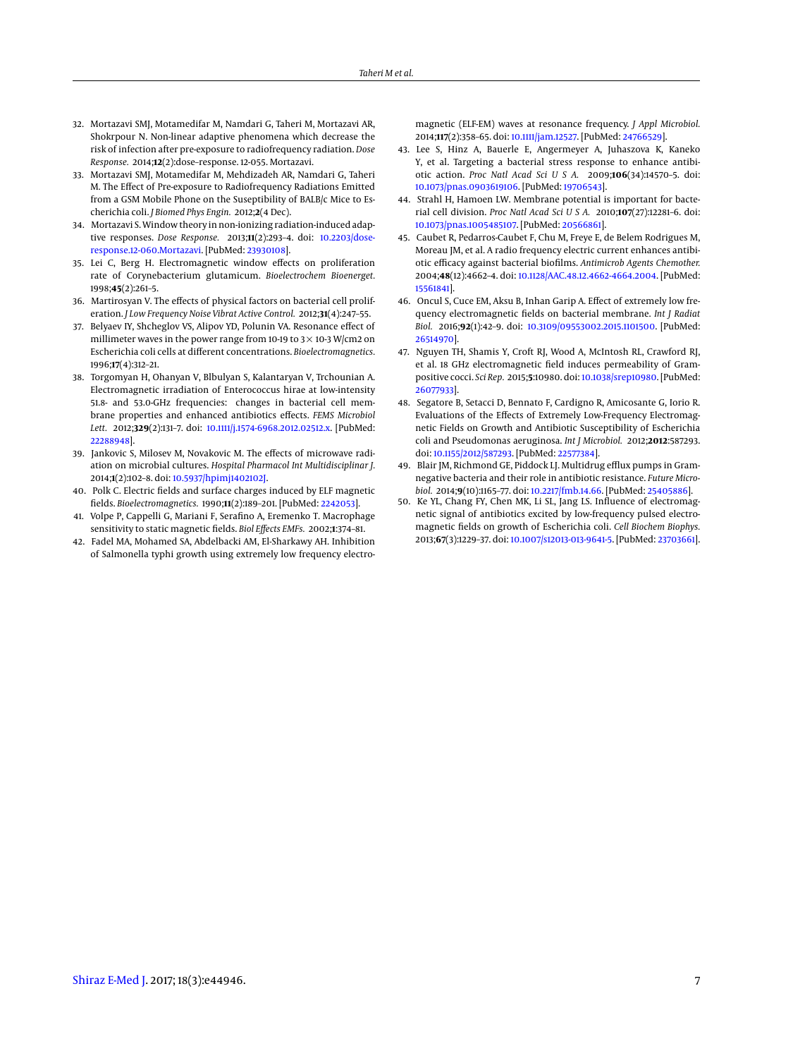32. Mortazavi SMJ, Motamedifar M, Namdari G, Taheri M, Mortazavi AR, Shokrpour N. Non-linear adaptive phenomena which decrease the risk of infection after pre-exposure to radiofrequency radiation. *Dose Response.* 2014;**12**(2):dose-response. 12-055. Mortazavi.
33. Mortazavi SMJ, Motamedifar M, Mehdizadeh AR, Namdari G, Taheri M. The Effect of Pre-exposure to Radiofrequency Radiations Emitted from a GSM Mobile Phone on the Suseptibility of BALB/c Mice to Escherichia coli. *J Biomed Phys Engin.* 2012;**2**(4 Dec).
34. Mortazavi S. Window theory in non-ionizing radiation-induced adaptive responses. *Dose Response.* 2013;**11**(2):293–4. doi: 10.2203/dose-response.12-060.Mortazavi. [PubMed: 23930108].
35. Lei C, Berg H. Electromagnetic window effects on proliferation rate of Corynebacterium glutamicum. *Bioelectrochem Bioenerget.* 1998;**45**(2):261–5.
36. Martirosyan V. The effects of physical factors on bacterial cell proliferation. *J Low Frequency Noise Vibrat Active Control.* 2012;**31**(4):247–55.
37. Belyaev IY, Shcheglov VS, Alipov YD, Polunin VA. Resonance effect of millimeter waves in the power range from 10-19 to 3× 10-3 W/cm2 on Escherichia coli cells at different concentrations. *Bioelectromagnetics.* 1996;**17**(4):312–21.
38. Torgomyan H, Ohanyan V, Blbulyan S, Kalantaryan V, Trchounian A. Electromagnetic irradiation of Enterococcus hirae at low-intensity 51.8- and 53.0-GHz frequencies: changes in bacterial cell membrane properties and enhanced antibiotics effects. *FEMS Microbiol Lett.* 2012;**329**(2):131–7. doi: 10.1111/j.1574-6968.2012.02512.x. [PubMed: 22288948].
39. Jankovic S, Milosev M, Novakovic M. The effects of microwave radiation on microbial cultures. *Hospital Pharmacol Int Multidisciplinar J.* 2014;**1**(2):102–8. doi: 10.5937/hpimj1402102J.
40. Polk C. Electric fields and surface charges induced by ELF magnetic fields. *Bioelectromagnetics.* 1990;**11**(2):189–201. [PubMed: 2242053].
41. Volpe P, Cappelli G, Mariani F, Serafino A, Eremenko T. Macrophage sensitivity to static magnetic fields. *Biol Effects EMFs.* 2002;**1**:374–81.
42. Fadel MA, Mohamed SA, Abdelbacki AM, El-Sharkawy AH. Inhibition of Salmonella typhi growth using extremely low frequency electromagnetic (ELF-EM) waves at resonance frequency. *J Appl Microbiol.* 2014;**117**(2):358–65. doi: 10.1111/jam.12527. [PubMed: 24766529].
43. Lee S, Hinz A, Bauerle E, Angermeyer A, Juhaszova K, Kaneko Y, et al. Targeting a bacterial stress response to enhance antibiotic action. *Proc Natl Acad Sci U S A.* 2009;**106**(34):14570–5. doi: 10.1073/pnas.0903619106. [PubMed: 19706543].
44. Strahl H, Hamoen LW. Membrane potential is important for bacterial cell division. *Proc Natl Acad Sci U S A.* 2010;**107**(27):12281–6. doi: 10.1073/pnas.1005485107. [PubMed: 20566861].
45. Caubet R, Pedarros-Caubet F, Chu M, Freye E, de Belem Rodrigues M, Moreau JM, et al. A radio frequency electric current enhances antibiotic efficacy against bacterial biofilms. *Antimicrob Agents Chemother.* 2004;**48**(12):4662–4. doi: 10.1128/AAC.48.12.4662-4664.2004. [PubMed: 15561841].
46. Oncul S, Cuce EM, Aksu B, Inhan Garip A. Effect of extremely low frequency electromagnetic fields on bacterial membrane. *Int J Radiat Biol.* 2016;**92**(1):42–9. doi: 10.3109/09553002.2015.1101500. [PubMed: 26514970].
47. Nguyen TH, Shamis Y, Croft RJ, Wood A, McIntosh RL, Crawford RJ, et al. 18 GHz electromagnetic field induces permeability of Gram-positive cocci. *Sci Rep.* 2015;**5**:10980. doi: 10.1038/srep10980. [PubMed: 26077933].
48. Segatore B, Setacci D, Bennato F, Cardigno R, Amicosante G, Iorio R. Evaluations of the Effects of Extremely Low-Frequency Electromagnetic Fields on Growth and Antibiotic Susceptibility of Escherichia coli and Pseudomonas aeruginosa. *Int J Microbiol.* 2012;**2012**:587293. doi: 10.1155/2012/587293. [PubMed: 22577384].
49. Blair JM, Richmond GE, Piddock LJ. Multidrug efflux pumps in Gram-negative bacteria and their role in antibiotic resistance. *Future Microbiol.* 2014;**9**(10):1165–77. doi: 10.2217/fmb.14.66. [PubMed: 25405886].
50. Ke YL, Chang FY, Chen MK, Li SL, Jang LS. Influence of electromagnetic signal of antibiotics excited by low-frequency pulsed electromagnetic fields on growth of Escherichia coli. *Cell Biochem Biophys.* 2013;**67**(3):1229–37. doi: 10.1007/s12013-013-9641-5. [PubMed: 23703661].